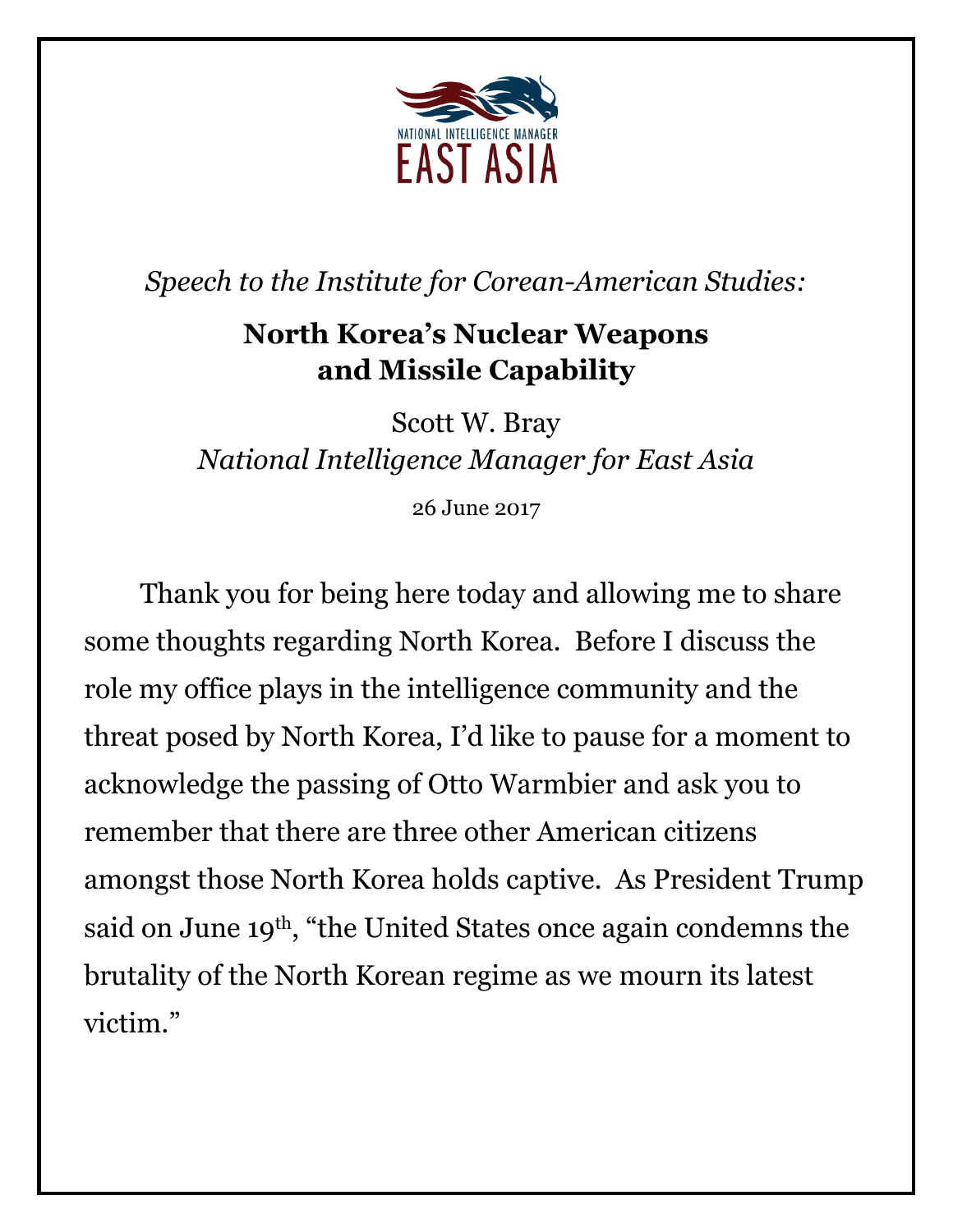NATIONAL INTELLIGENCE MANAGER

EAST ASIA

*Speech to the Institute for Corean-American Studies:*

# North Korea's Nuclear Weapons and Missile Capability

Scott W. Bray

*National Intelligence Manager for East Asia*

26 June 2017

Thank you for being here today and allowing me to share some thoughts regarding North Korea. Before I discuss the role my office plays in the intelligence community and the threat posed by North Korea, I'd like to pause for a moment to acknowledge the passing of Otto Warmbier and ask you to remember that there are three other American citizens amongst those North Korea holds captive. As President Trump said on June 19th, "the United States once again condemns the brutality of the North Korean regime as we mourn its latest victim."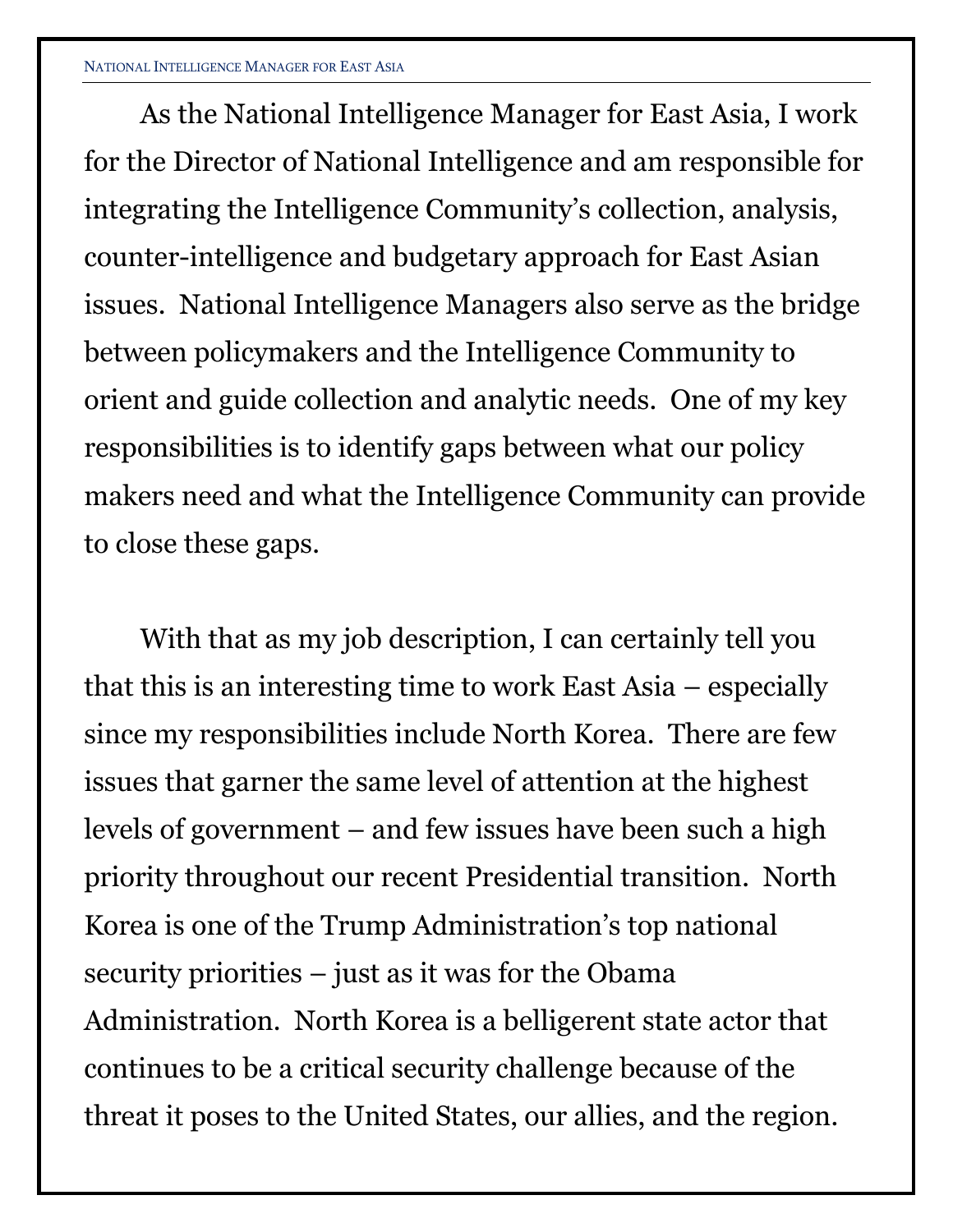As the National Intelligence Manager for East Asia, I work for the Director of National Intelligence and am responsible for integrating the Intelligence Community's collection, analysis, counter-intelligence and budgetary approach for East Asian issues. National Intelligence Managers also serve as the bridge between policymakers and the Intelligence Community to orient and guide collection and analytic needs. One of my key responsibilities is to identify gaps between what our policy makers need and what the Intelligence Community can provide to close these gaps.

With that as my job description, I can certainly tell you that this is an interesting time to work East Asia – especially since my responsibilities include North Korea. There are few issues that garner the same level of attention at the highest levels of government – and few issues have been such a high priority throughout our recent Presidential transition. North Korea is one of the Trump Administration's top national security priorities – just as it was for the Obama Administration. North Korea is a belligerent state actor that continues to be a critical security challenge because of the threat it poses to the United States, our allies, and the region.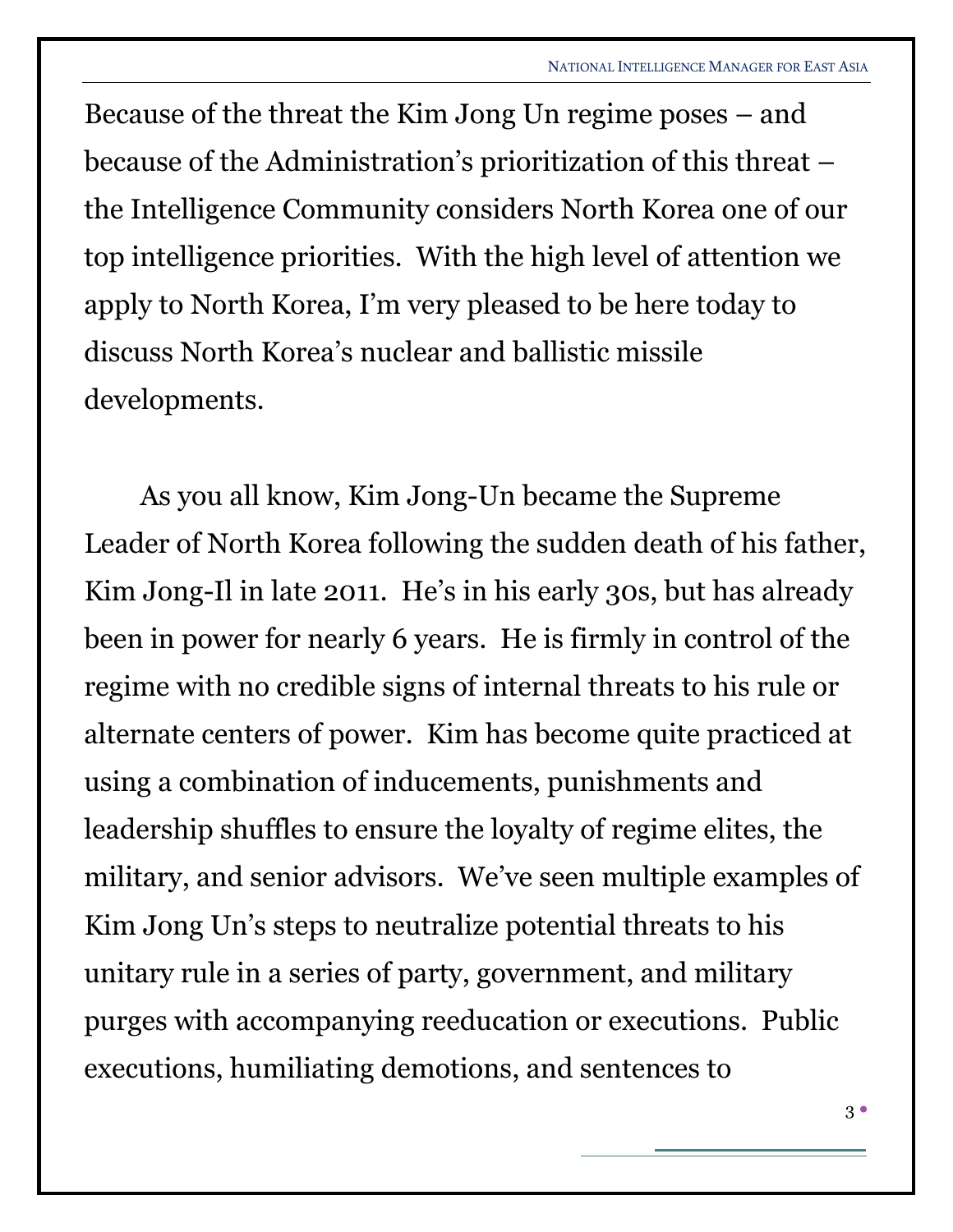Because of the threat the Kim Jong Un regime poses – and because of the Administration's prioritization of this threat – the Intelligence Community considers North Korea one of our top intelligence priorities. With the high level of attention we apply to North Korea, I'm very pleased to be here today to discuss North Korea's nuclear and ballistic missile developments.

As you all know, Kim Jong-Un became the Supreme Leader of North Korea following the sudden death of his father, Kim Jong-Il in late 2011. He's in his early 30s, but has already been in power for nearly 6 years. He is firmly in control of the regime with no credible signs of internal threats to his rule or alternate centers of power. Kim has become quite practiced at using a combination of inducements, punishments and leadership shuffles to ensure the loyalty of regime elites, the military, and senior advisors. We've seen multiple examples of Kim Jong Un's steps to neutralize potential threats to his unitary rule in a series of party, government, and military purges with accompanying reeducation or executions. Public executions, humiliating demotions, and sentences to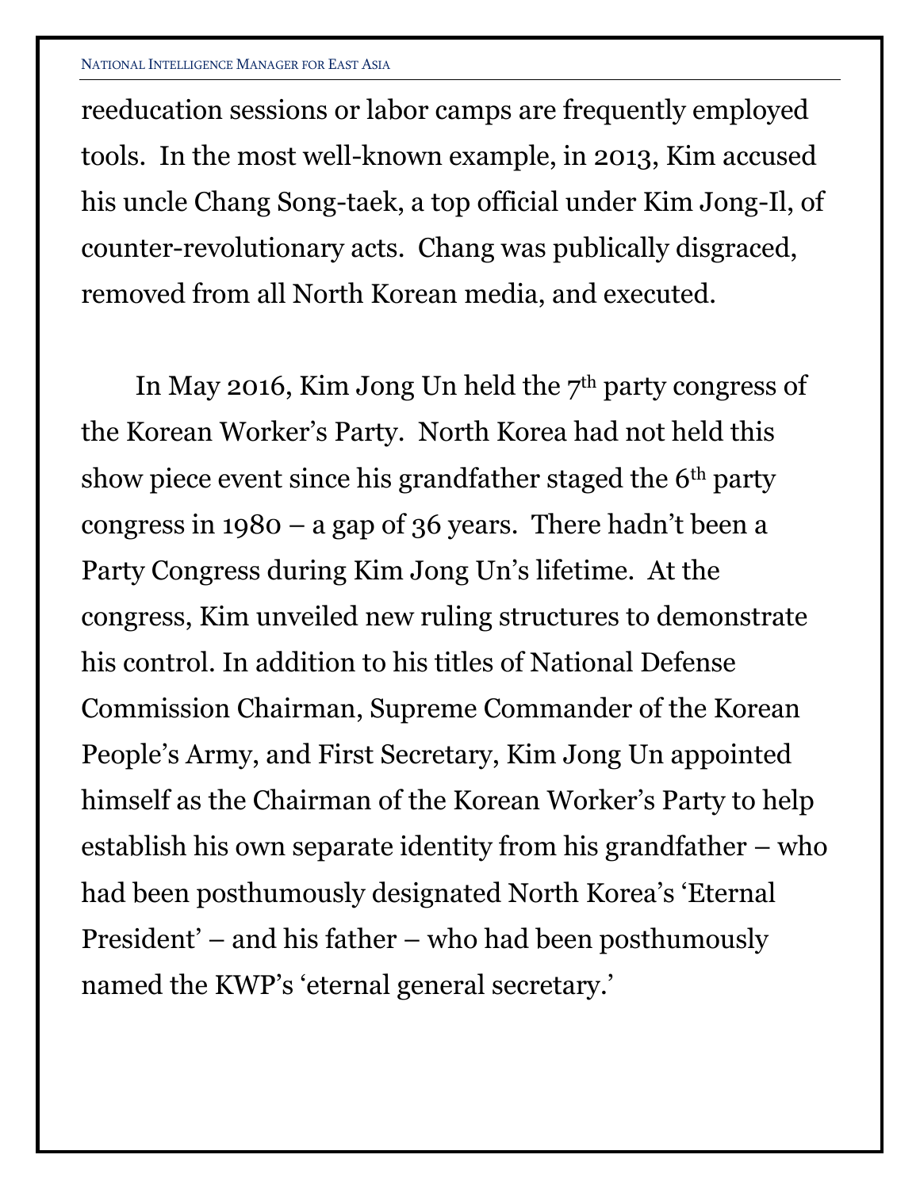reeducation sessions or labor camps are frequently employed tools. In the most well-known example, in 2013, Kim accused his uncle Chang Song-taek, a top official under Kim Jong-Il, of counter-revolutionary acts. Chang was publically disgraced, removed from all North Korean media, and executed.

In May 2016, Kim Jong Un held the 7th party congress of the Korean Worker's Party. North Korea had not held this show piece event since his grandfather staged the 6th party congress in 1980 – a gap of 36 years. There hadn't been a Party Congress during Kim Jong Un's lifetime. At the congress, Kim unveiled new ruling structures to demonstrate his control. In addition to his titles of National Defense Commission Chairman, Supreme Commander of the Korean People's Army, and First Secretary, Kim Jong Un appointed himself as the Chairman of the Korean Worker's Party to help establish his own separate identity from his grandfather – who had been posthumously designated North Korea's 'Eternal President' – and his father – who had been posthumously named the KWP's 'eternal general secretary.'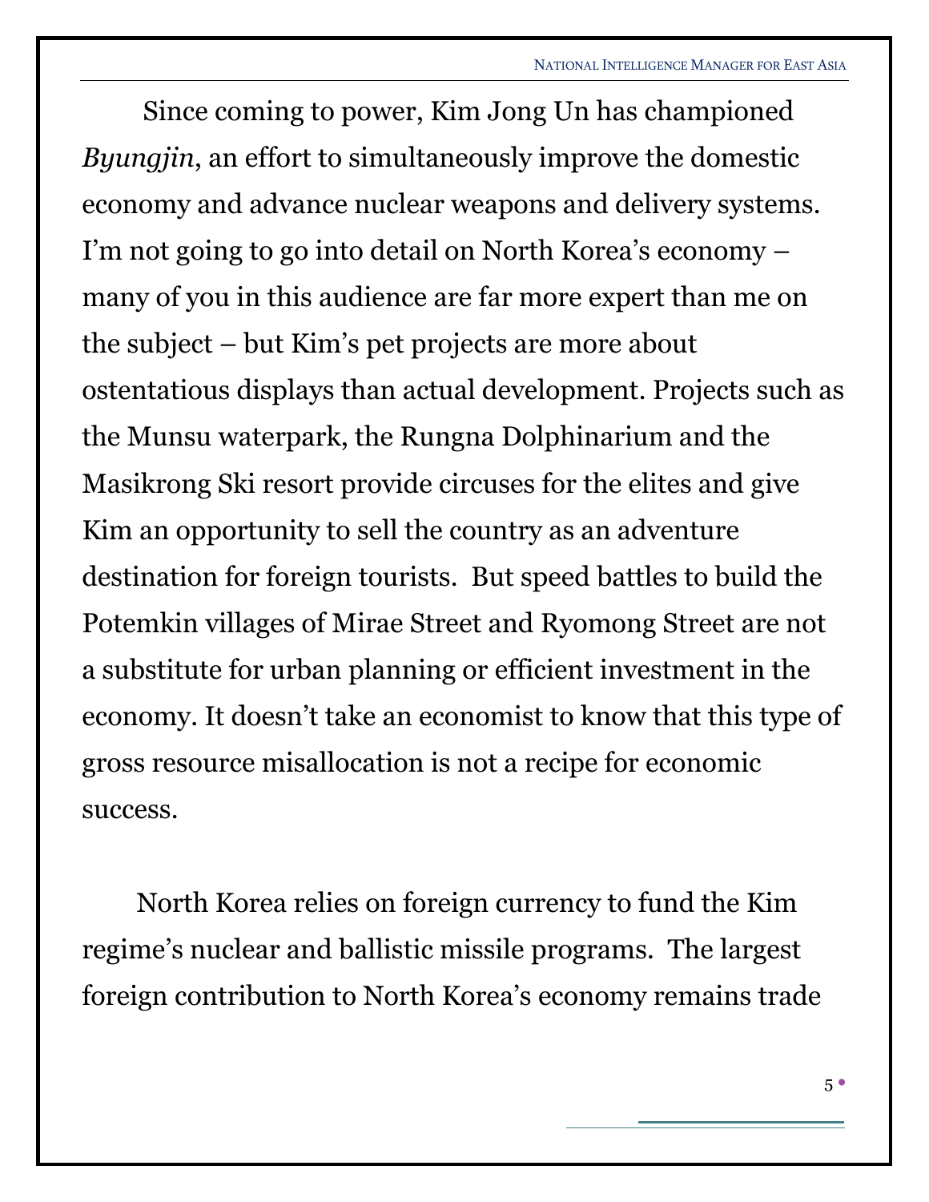Since coming to power, Kim Jong Un has championed *Byungjin*, an effort to simultaneously improve the domestic economy and advance nuclear weapons and delivery systems. I'm not going to go into detail on North Korea's economy – many of you in this audience are far more expert than me on the subject – but Kim's pet projects are more about ostentatious displays than actual development. Projects such as the Munsu waterpark, the Rungna Dolphinarium and the Masikrong Ski resort provide circuses for the elites and give Kim an opportunity to sell the country as an adventure destination for foreign tourists. But speed battles to build the Potemkin villages of Mirae Street and Ryomong Street are not a substitute for urban planning or efficient investment in the economy. It doesn't take an economist to know that this type of gross resource misallocation is not a recipe for economic success.

North Korea relies on foreign currency to fund the Kim regime's nuclear and ballistic missile programs. The largest foreign contribution to North Korea's economy remains trade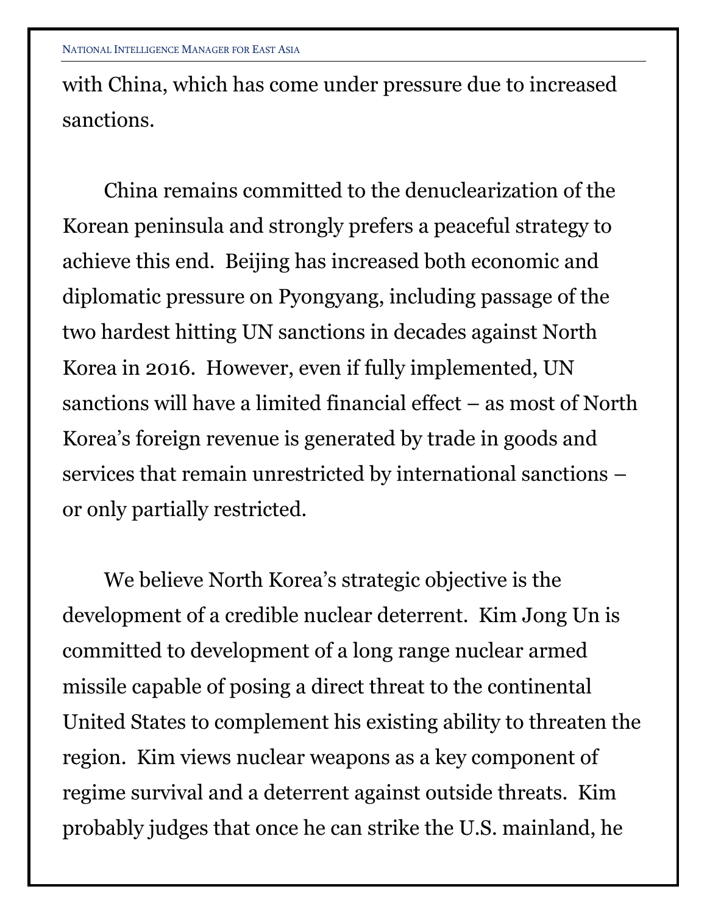with China, which has come under pressure due to increased sanctions.

China remains committed to the denuclearization of the Korean peninsula and strongly prefers a peaceful strategy to achieve this end. Beijing has increased both economic and diplomatic pressure on Pyongyang, including passage of the two hardest hitting UN sanctions in decades against North Korea in 2016. However, even if fully implemented, UN sanctions will have a limited financial effect – as most of North Korea's foreign revenue is generated by trade in goods and services that remain unrestricted by international sanctions – or only partially restricted.

We believe North Korea's strategic objective is the development of a credible nuclear deterrent. Kim Jong Un is committed to development of a long range nuclear armed missile capable of posing a direct threat to the continental United States to complement his existing ability to threaten the region. Kim views nuclear weapons as a key component of regime survival and a deterrent against outside threats. Kim probably judges that once he can strike the U.S. mainland, he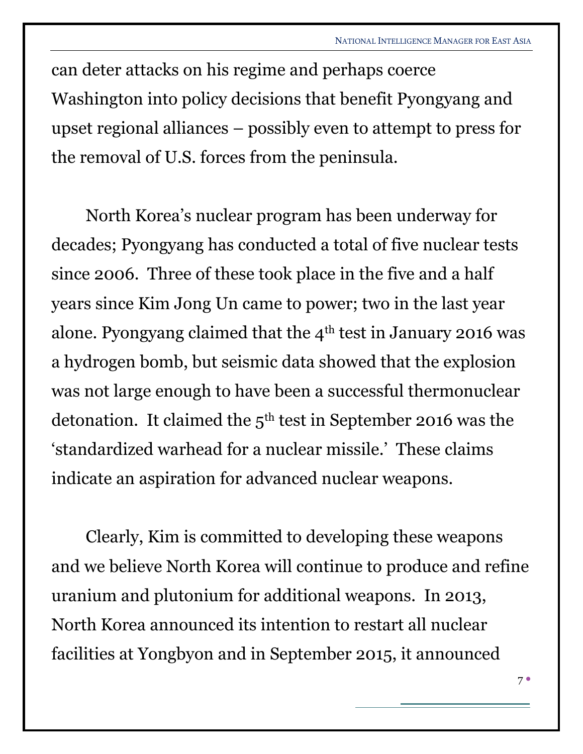can deter attacks on his regime and perhaps coerce Washington into policy decisions that benefit Pyongyang and upset regional alliances – possibly even to attempt to press for the removal of U.S. forces from the peninsula.

North Korea's nuclear program has been underway for decades; Pyongyang has conducted a total of five nuclear tests since 2006. Three of these took place in the five and a half years since Kim Jong Un came to power; two in the last year alone. Pyongyang claimed that the 4th test in January 2016 was a hydrogen bomb, but seismic data showed that the explosion was not large enough to have been a successful thermonuclear detonation. It claimed the 5th test in September 2016 was the 'standardized warhead for a nuclear missile.' These claims indicate an aspiration for advanced nuclear weapons.

Clearly, Kim is committed to developing these weapons and we believe North Korea will continue to produce and refine uranium and plutonium for additional weapons. In 2013, North Korea announced its intention to restart all nuclear facilities at Yongbyon and in September 2015, it announced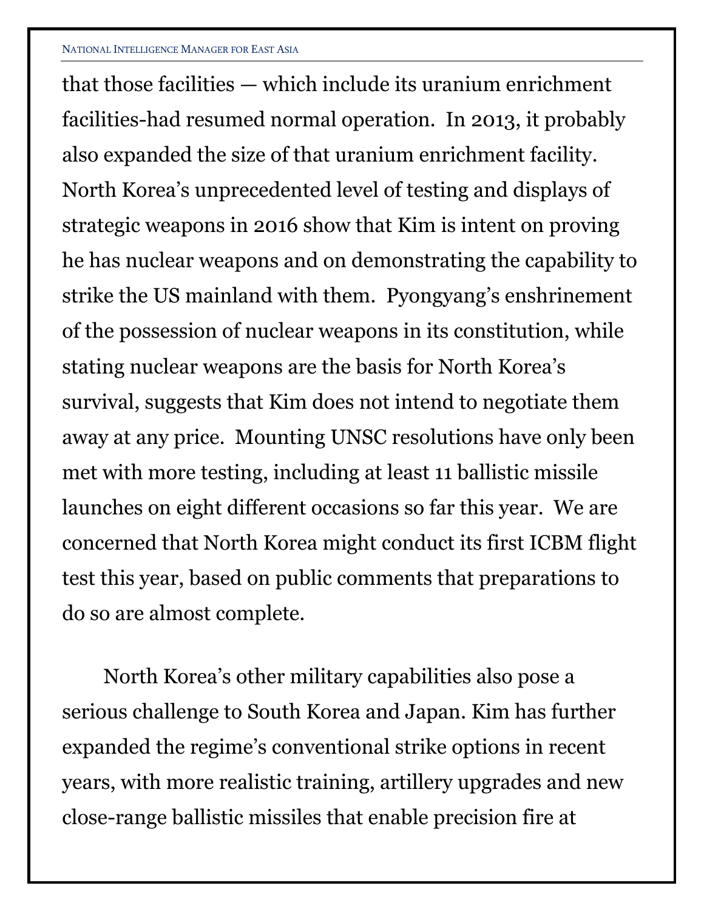that those facilities — which include its uranium enrichment facilities-had resumed normal operation. In 2013, it probably also expanded the size of that uranium enrichment facility. North Korea's unprecedented level of testing and displays of strategic weapons in 2016 show that Kim is intent on proving he has nuclear weapons and on demonstrating the capability to strike the US mainland with them. Pyongyang's enshrinement of the possession of nuclear weapons in its constitution, while stating nuclear weapons are the basis for North Korea's survival, suggests that Kim does not intend to negotiate them away at any price. Mounting UNSC resolutions have only been met with more testing, including at least 11 ballistic missile launches on eight different occasions so far this year. We are concerned that North Korea might conduct its first ICBM flight test this year, based on public comments that preparations to do so are almost complete.

North Korea's other military capabilities also pose a serious challenge to South Korea and Japan. Kim has further expanded the regime's conventional strike options in recent years, with more realistic training, artillery upgrades and new close-range ballistic missiles that enable precision fire at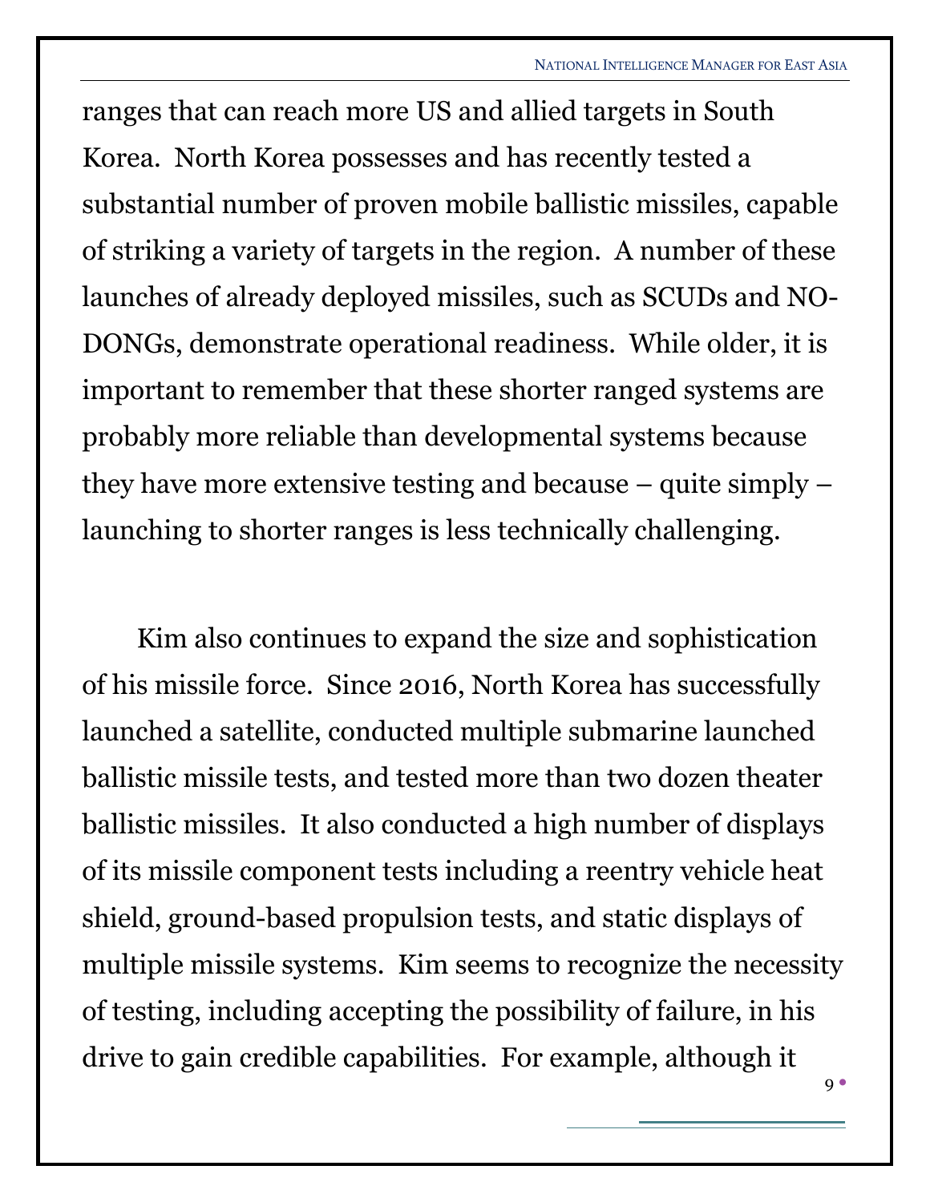ranges that can reach more US and allied targets in South Korea. North Korea possesses and has recently tested a substantial number of proven mobile ballistic missiles, capable of striking a variety of targets in the region. A number of these launches of already deployed missiles, such as SCUDs and NO-DONGs, demonstrate operational readiness. While older, it is important to remember that these shorter ranged systems are probably more reliable than developmental systems because they have more extensive testing and because – quite simply – launching to shorter ranges is less technically challenging.

Kim also continues to expand the size and sophistication of his missile force. Since 2016, North Korea has successfully launched a satellite, conducted multiple submarine launched ballistic missile tests, and tested more than two dozen theater ballistic missiles. It also conducted a high number of displays of its missile component tests including a reentry vehicle heat shield, ground-based propulsion tests, and static displays of multiple missile systems. Kim seems to recognize the necessity of testing, including accepting the possibility of failure, in his drive to gain credible capabilities. For example, although it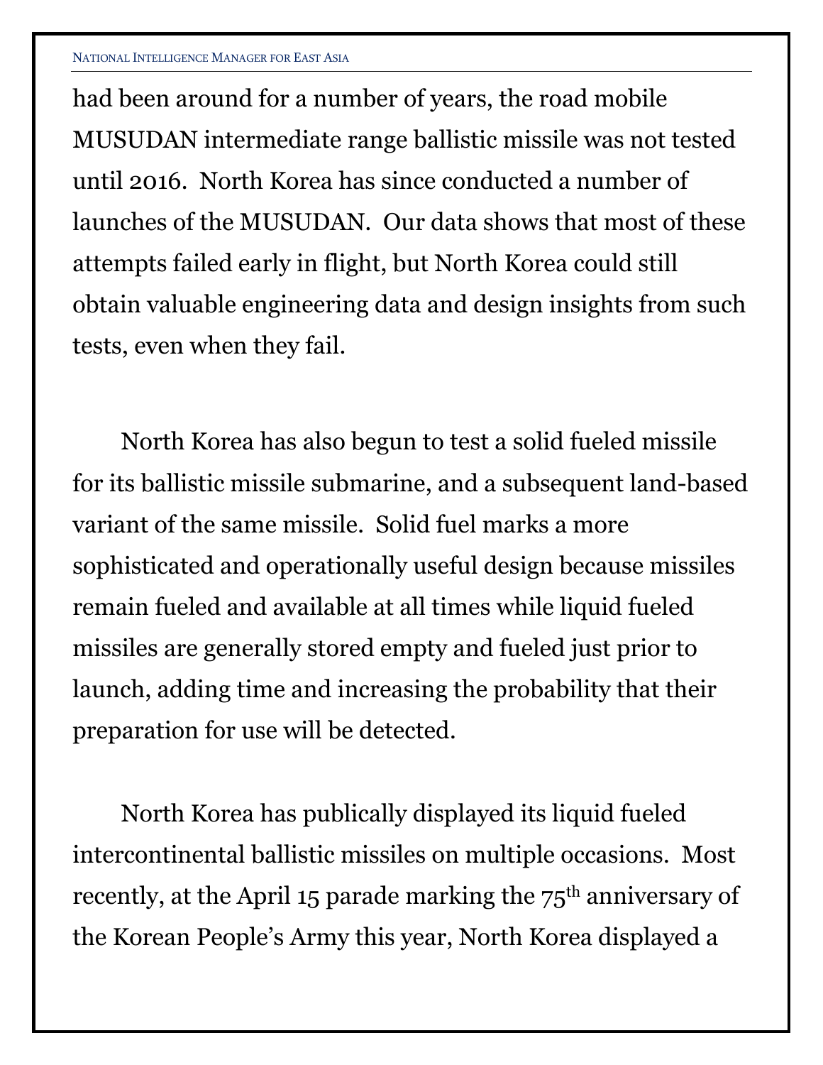had been around for a number of years, the road mobile MUSUDAN intermediate range ballistic missile was not tested until 2016. North Korea has since conducted a number of launches of the MUSUDAN. Our data shows that most of these attempts failed early in flight, but North Korea could still obtain valuable engineering data and design insights from such tests, even when they fail.

North Korea has also begun to test a solid fueled missile for its ballistic missile submarine, and a subsequent land-based variant of the same missile. Solid fuel marks a more sophisticated and operationally useful design because missiles remain fueled and available at all times while liquid fueled missiles are generally stored empty and fueled just prior to launch, adding time and increasing the probability that their preparation for use will be detected.

North Korea has publically displayed its liquid fueled intercontinental ballistic missiles on multiple occasions. Most recently, at the April 15 parade marking the 75th anniversary of the Korean People's Army this year, North Korea displayed a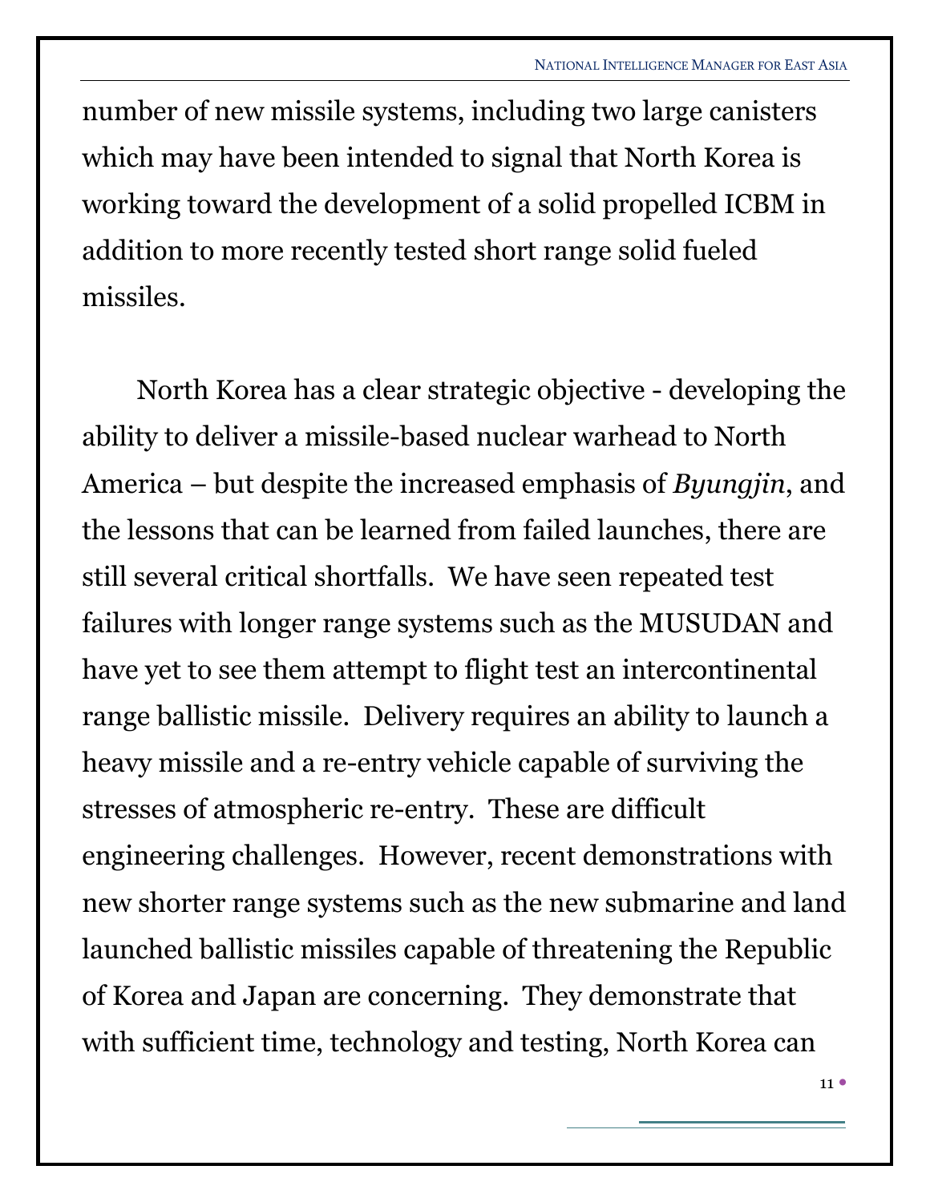number of new missile systems, including two large canisters which may have been intended to signal that North Korea is working toward the development of a solid propelled ICBM in addition to more recently tested short range solid fueled missiles.

North Korea has a clear strategic objective - developing the ability to deliver a missile-based nuclear warhead to North America – but despite the increased emphasis of *Byungjin*, and the lessons that can be learned from failed launches, there are still several critical shortfalls. We have seen repeated test failures with longer range systems such as the MUSUDAN and have yet to see them attempt to flight test an intercontinental range ballistic missile. Delivery requires an ability to launch a heavy missile and a re-entry vehicle capable of surviving the stresses of atmospheric re-entry. These are difficult engineering challenges. However, recent demonstrations with new shorter range systems such as the new submarine and land launched ballistic missiles capable of threatening the Republic of Korea and Japan are concerning. They demonstrate that with sufficient time, technology and testing, North Korea can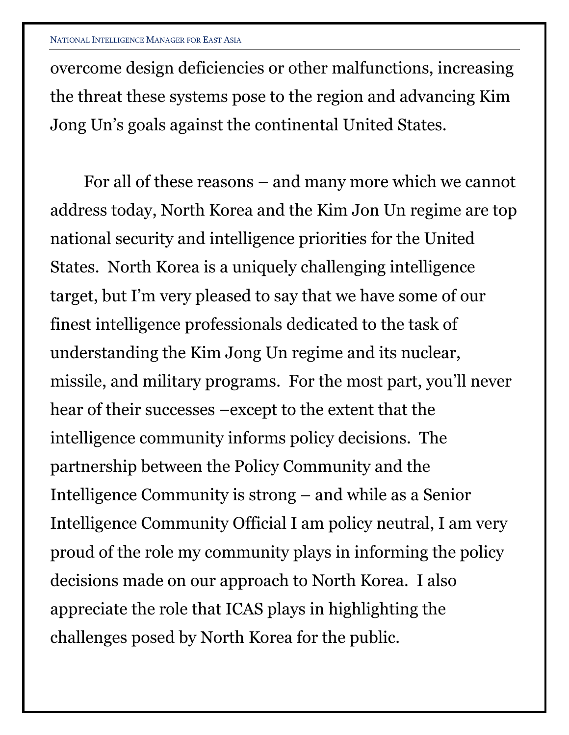overcome design deficiencies or other malfunctions, increasing the threat these systems pose to the region and advancing Kim Jong Un's goals against the continental United States.

For all of these reasons – and many more which we cannot address today, North Korea and the Kim Jon Un regime are top national security and intelligence priorities for the United States. North Korea is a uniquely challenging intelligence target, but I'm very pleased to say that we have some of our finest intelligence professionals dedicated to the task of understanding the Kim Jong Un regime and its nuclear, missile, and military programs. For the most part, you'll never hear of their successes –except to the extent that the intelligence community informs policy decisions. The partnership between the Policy Community and the Intelligence Community is strong – and while as a Senior Intelligence Community Official I am policy neutral, I am very proud of the role my community plays in informing the policy decisions made on our approach to North Korea. I also appreciate the role that ICAS plays in highlighting the challenges posed by North Korea for the public.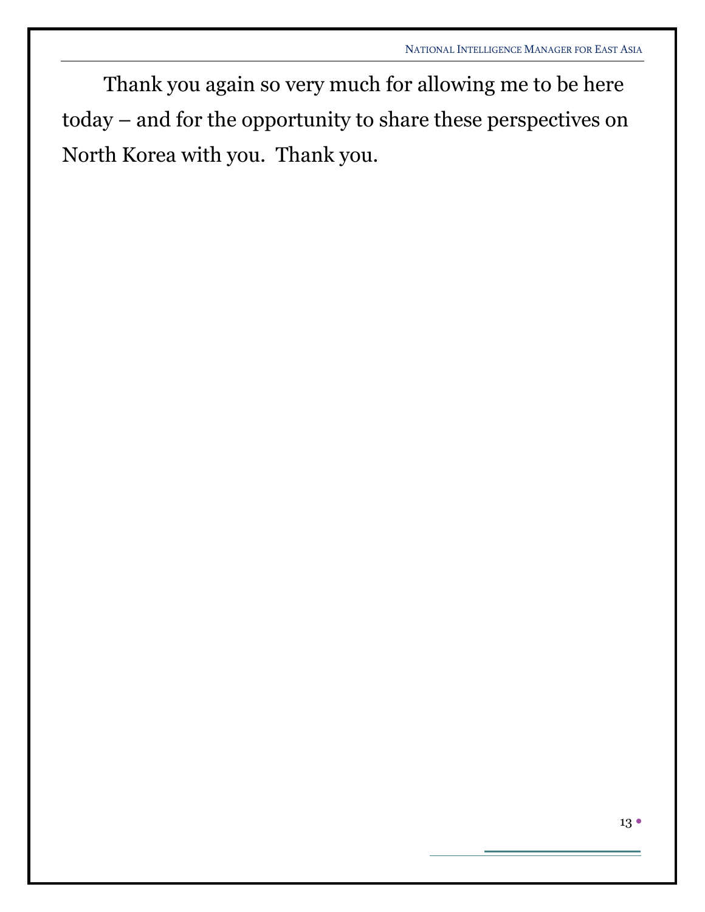Thank you again so very much for allowing me to be here today – and for the opportunity to share these perspectives on North Korea with you. Thank you.